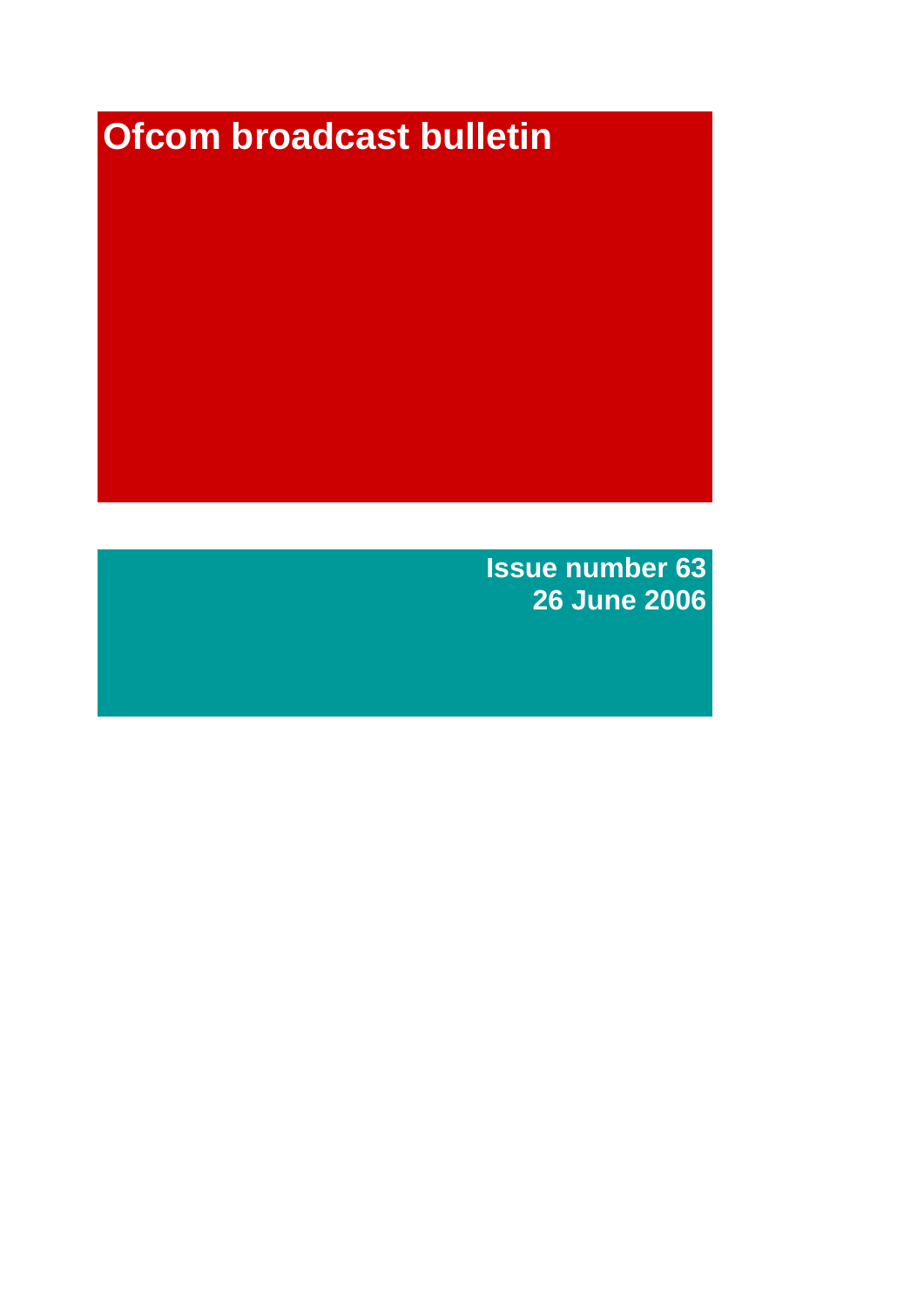# Ofcom broadcast bulletin

**Issue number 63**
**26 June 2006**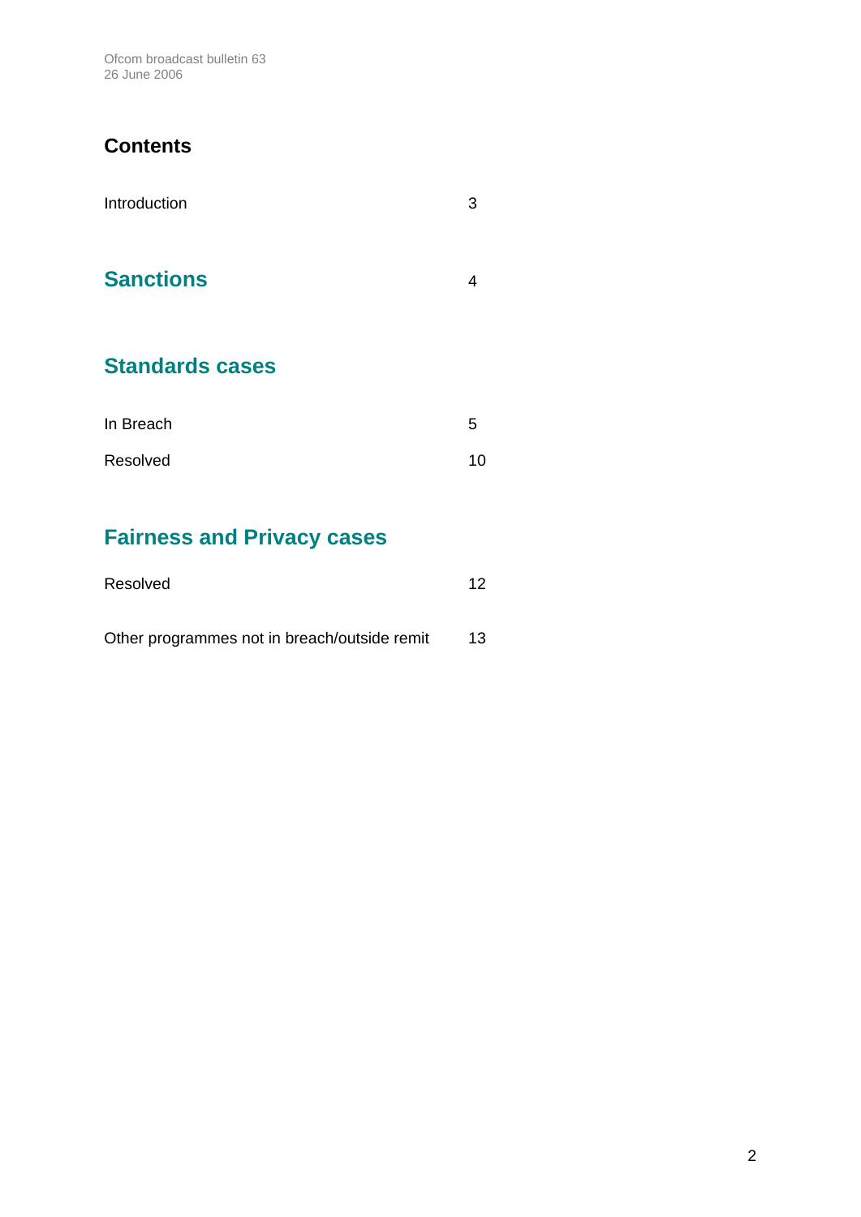## Contents

Introduction 3

## Sanctions 4

## Standards cases

In Breach 5

Resolved 10

## Fairness and Privacy cases

Resolved 12

Other programmes not in breach/outside remit 13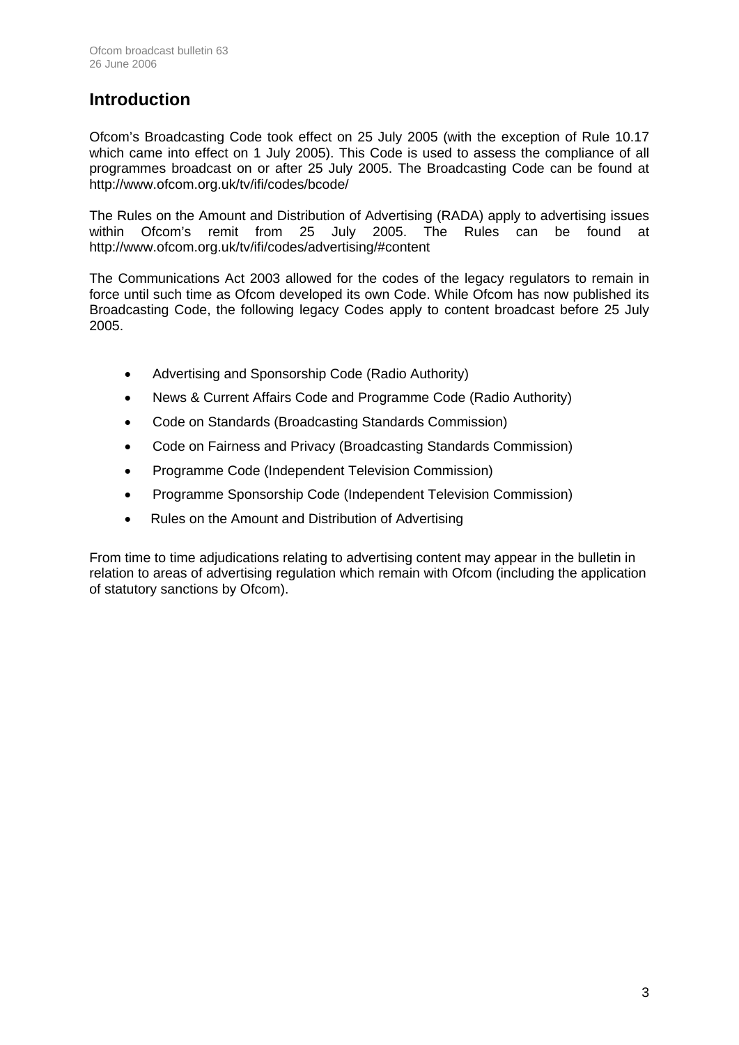# Introduction

Ofcom's Broadcasting Code took effect on 25 July 2005 (with the exception of Rule 10.17 which came into effect on 1 July 2005). This Code is used to assess the compliance of all programmes broadcast on or after 25 July 2005. The Broadcasting Code can be found at http://www.ofcom.org.uk/tv/ifi/codes/bcode/

The Rules on the Amount and Distribution of Advertising (RADA) apply to advertising issues within Ofcom's remit from 25 July 2005. The Rules can be found at http://www.ofcom.org.uk/tv/ifi/codes/advertising/#content

The Communications Act 2003 allowed for the codes of the legacy regulators to remain in force until such time as Ofcom developed its own Code. While Ofcom has now published its Broadcasting Code, the following legacy Codes apply to content broadcast before 25 July 2005.

- Advertising and Sponsorship Code (Radio Authority)
- News & Current Affairs Code and Programme Code (Radio Authority)
- Code on Standards (Broadcasting Standards Commission)
- Code on Fairness and Privacy (Broadcasting Standards Commission)
- Programme Code (Independent Television Commission)
- Programme Sponsorship Code (Independent Television Commission)
- Rules on the Amount and Distribution of Advertising

From time to time adjudications relating to advertising content may appear in the bulletin in relation to areas of advertising regulation which remain with Ofcom (including the application of statutory sanctions by Ofcom).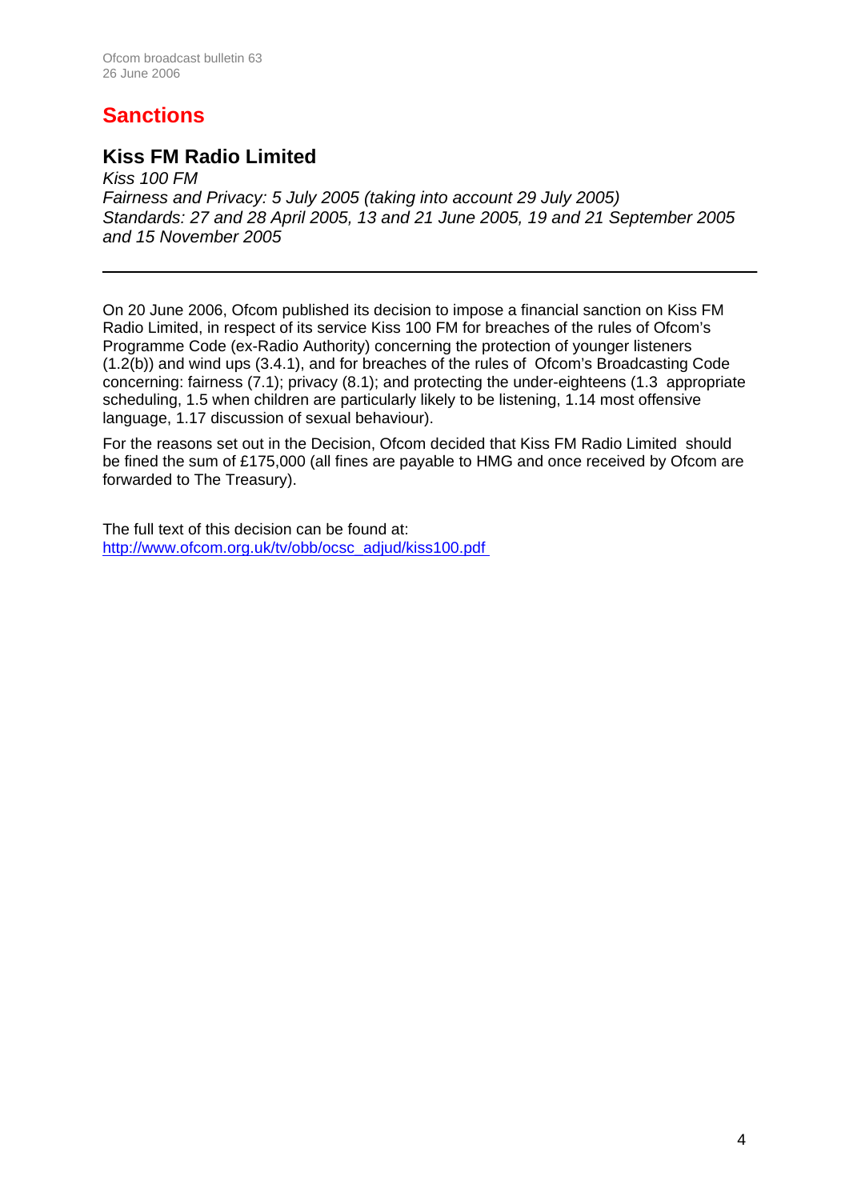# Sanctions

## Kiss FM Radio Limited

*Kiss 100 FM*
*Fairness and Privacy: 5 July 2005 (taking into account 29 July 2005)*
*Standards: 27 and 28 April 2005, 13 and 21 June 2005, 19 and 21 September 2005 and 15 November 2005*

---

On 20 June 2006, Ofcom published its decision to impose a financial sanction on Kiss FM Radio Limited, in respect of its service Kiss 100 FM for breaches of the rules of Ofcom's Programme Code (ex-Radio Authority) concerning the protection of younger listeners (1.2(b)) and wind ups (3.4.1), and for breaches of the rules of Ofcom's Broadcasting Code concerning: fairness (7.1); privacy (8.1); and protecting the under-eighteens (1.3 appropriate scheduling, 1.5 when children are particularly likely to be listening, 1.14 most offensive language, 1.17 discussion of sexual behaviour).

For the reasons set out in the Decision, Ofcom decided that Kiss FM Radio Limited should be fined the sum of £175,000 (all fines are payable to HMG and once received by Ofcom are forwarded to The Treasury).

The full text of this decision can be found at:
http://www.ofcom.org.uk/tv/obb/ocsc_adjud/kiss100.pdf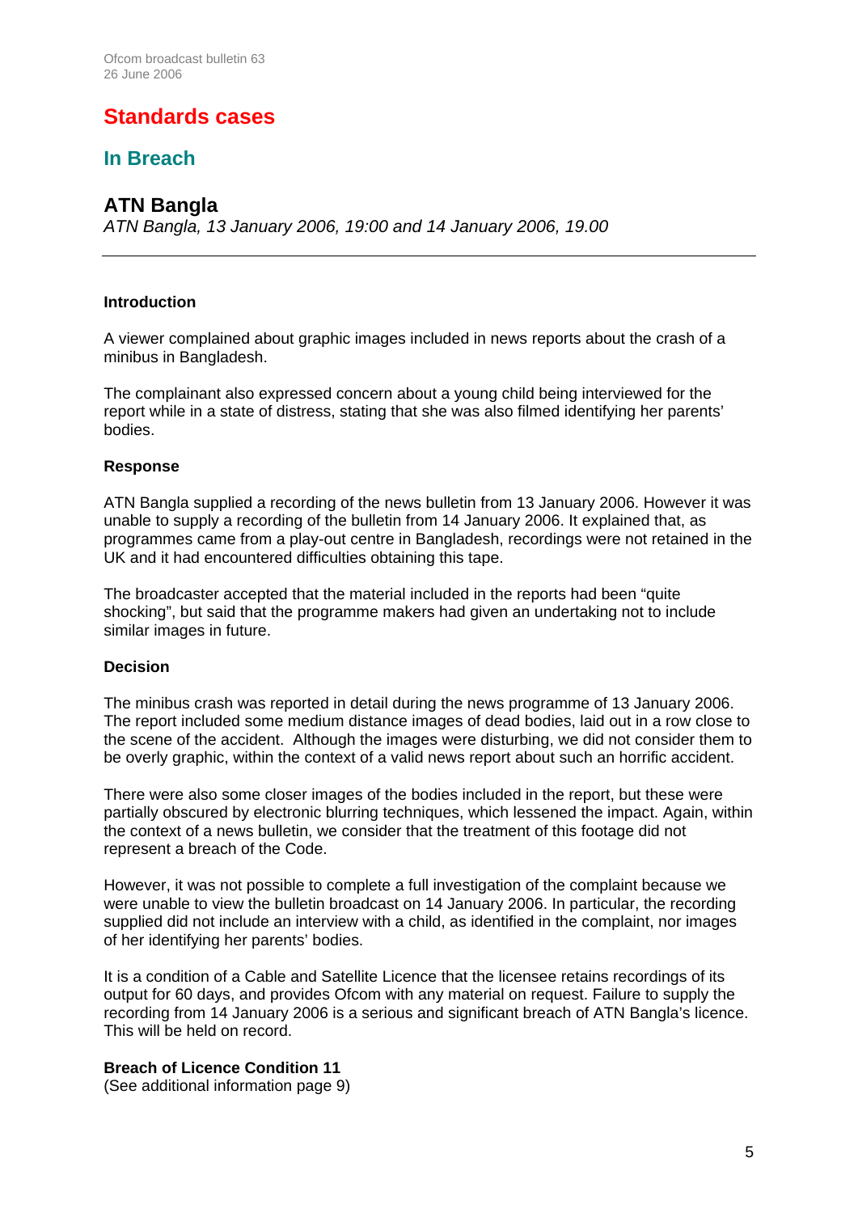# Standards cases

## In Breach

### ATN Bangla

*ATN Bangla, 13 January 2006, 19:00 and 14 January 2006, 19.00*

---

**Introduction**

A viewer complained about graphic images included in news reports about the crash of a minibus in Bangladesh.

The complainant also expressed concern about a young child being interviewed for the report while in a state of distress, stating that she was also filmed identifying her parents' bodies.

**Response**

ATN Bangla supplied a recording of the news bulletin from 13 January 2006. However it was unable to supply a recording of the bulletin from 14 January 2006. It explained that, as programmes came from a play-out centre in Bangladesh, recordings were not retained in the UK and it had encountered difficulties obtaining this tape.

The broadcaster accepted that the material included in the reports had been "quite shocking", but said that the programme makers had given an undertaking not to include similar images in future.

**Decision**

The minibus crash was reported in detail during the news programme of 13 January 2006. The report included some medium distance images of dead bodies, laid out in a row close to the scene of the accident. Although the images were disturbing, we did not consider them to be overly graphic, within the context of a valid news report about such an horrific accident.

There were also some closer images of the bodies included in the report, but these were partially obscured by electronic blurring techniques, which lessened the impact. Again, within the context of a news bulletin, we consider that the treatment of this footage did not represent a breach of the Code.

However, it was not possible to complete a full investigation of the complaint because we were unable to view the bulletin broadcast on 14 January 2006. In particular, the recording supplied did not include an interview with a child, as identified in the complaint, nor images of her identifying her parents' bodies.

It is a condition of a Cable and Satellite Licence that the licensee retains recordings of its output for 60 days, and provides Ofcom with any material on request. Failure to supply the recording from 14 January 2006 is a serious and significant breach of ATN Bangla's licence. This will be held on record.

**Breach of Licence Condition 11**
(See additional information page 9)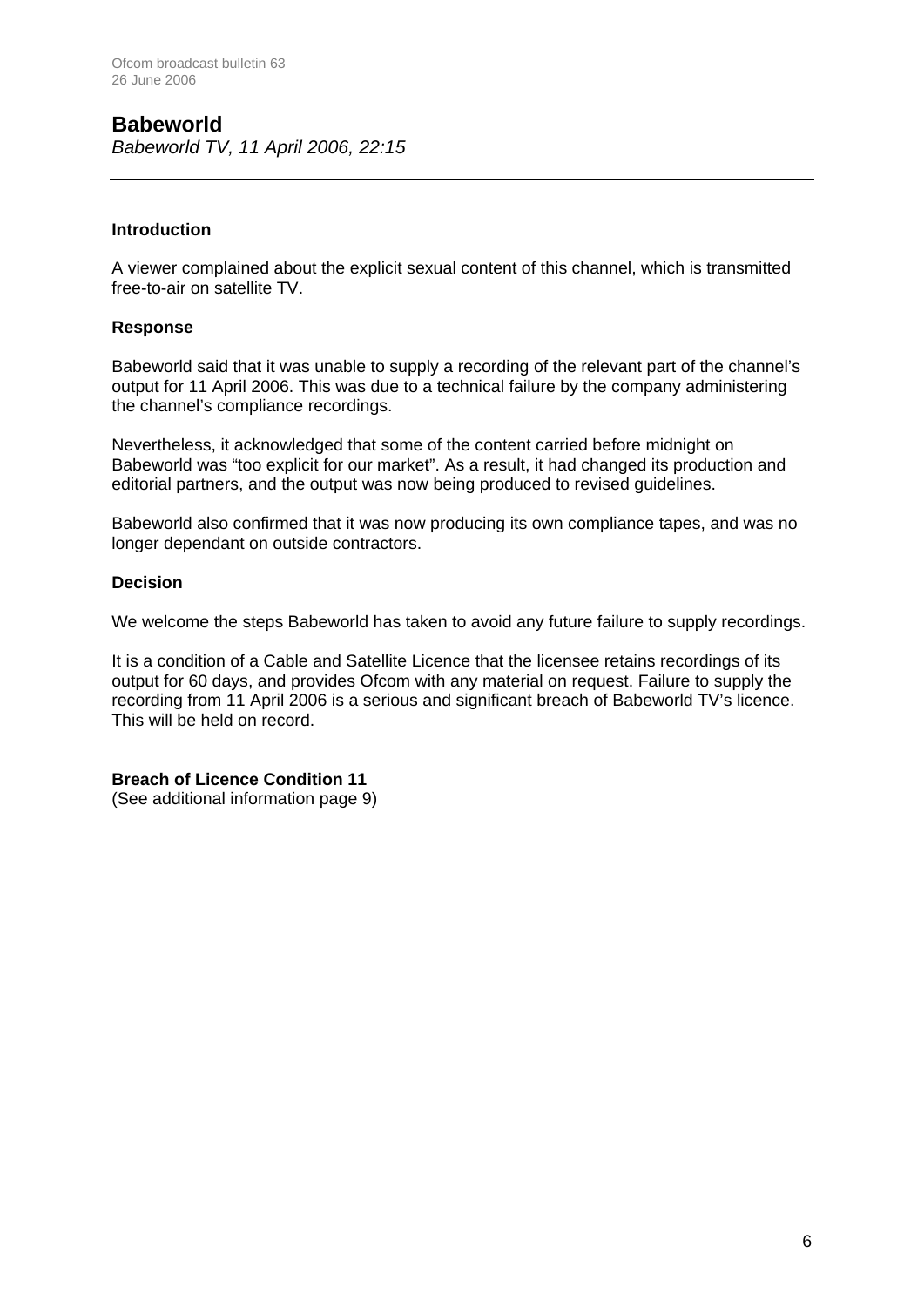## Babeworld

*Babeworld TV, 11 April 2006, 22:15*

---

**Introduction**

A viewer complained about the explicit sexual content of this channel, which is transmitted free-to-air on satellite TV.

**Response**

Babeworld said that it was unable to supply a recording of the relevant part of the channel's output for 11 April 2006. This was due to a technical failure by the company administering the channel's compliance recordings.

Nevertheless, it acknowledged that some of the content carried before midnight on Babeworld was "too explicit for our market". As a result, it had changed its production and editorial partners, and the output was now being produced to revised guidelines.

Babeworld also confirmed that it was now producing its own compliance tapes, and was no longer dependant on outside contractors.

**Decision**

We welcome the steps Babeworld has taken to avoid any future failure to supply recordings.

It is a condition of a Cable and Satellite Licence that the licensee retains recordings of its output for 60 days, and provides Ofcom with any material on request. Failure to supply the recording from 11 April 2006 is a serious and significant breach of Babeworld TV's licence. This will be held on record.

**Breach of Licence Condition 11**
(See additional information page 9)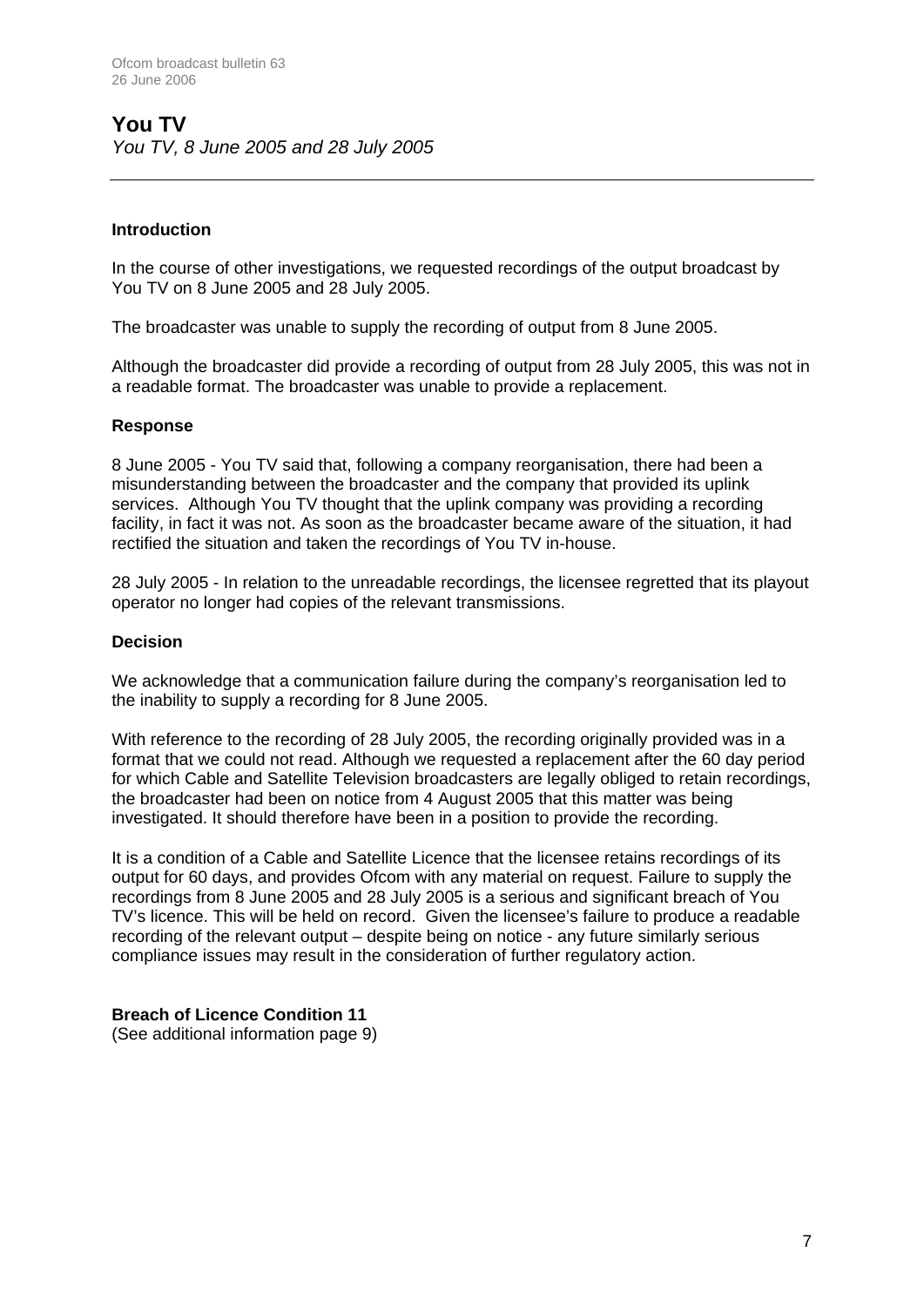## You TV

*You TV, 8 June 2005 and 28 July 2005*

---

### Introduction

In the course of other investigations, we requested recordings of the output broadcast by You TV on 8 June 2005 and 28 July 2005.

The broadcaster was unable to supply the recording of output from 8 June 2005.

Although the broadcaster did provide a recording of output from 28 July 2005, this was not in a readable format. The broadcaster was unable to provide a replacement.

### Response

8 June 2005 - You TV said that, following a company reorganisation, there had been a misunderstanding between the broadcaster and the company that provided its uplink services. Although You TV thought that the uplink company was providing a recording facility, in fact it was not. As soon as the broadcaster became aware of the situation, it had rectified the situation and taken the recordings of You TV in-house.

28 July 2005 - In relation to the unreadable recordings, the licensee regretted that its playout operator no longer had copies of the relevant transmissions.

### Decision

We acknowledge that a communication failure during the company's reorganisation led to the inability to supply a recording for 8 June 2005.

With reference to the recording of 28 July 2005, the recording originally provided was in a format that we could not read. Although we requested a replacement after the 60 day period for which Cable and Satellite Television broadcasters are legally obliged to retain recordings, the broadcaster had been on notice from 4 August 2005 that this matter was being investigated. It should therefore have been in a position to provide the recording.

It is a condition of a Cable and Satellite Licence that the licensee retains recordings of its output for 60 days, and provides Ofcom with any material on request. Failure to supply the recordings from 8 June 2005 and 28 July 2005 is a serious and significant breach of You TV's licence. This will be held on record. Given the licensee's failure to produce a readable recording of the relevant output – despite being on notice - any future similarly serious compliance issues may result in the consideration of further regulatory action.

**Breach of Licence Condition 11**
(See additional information page 9)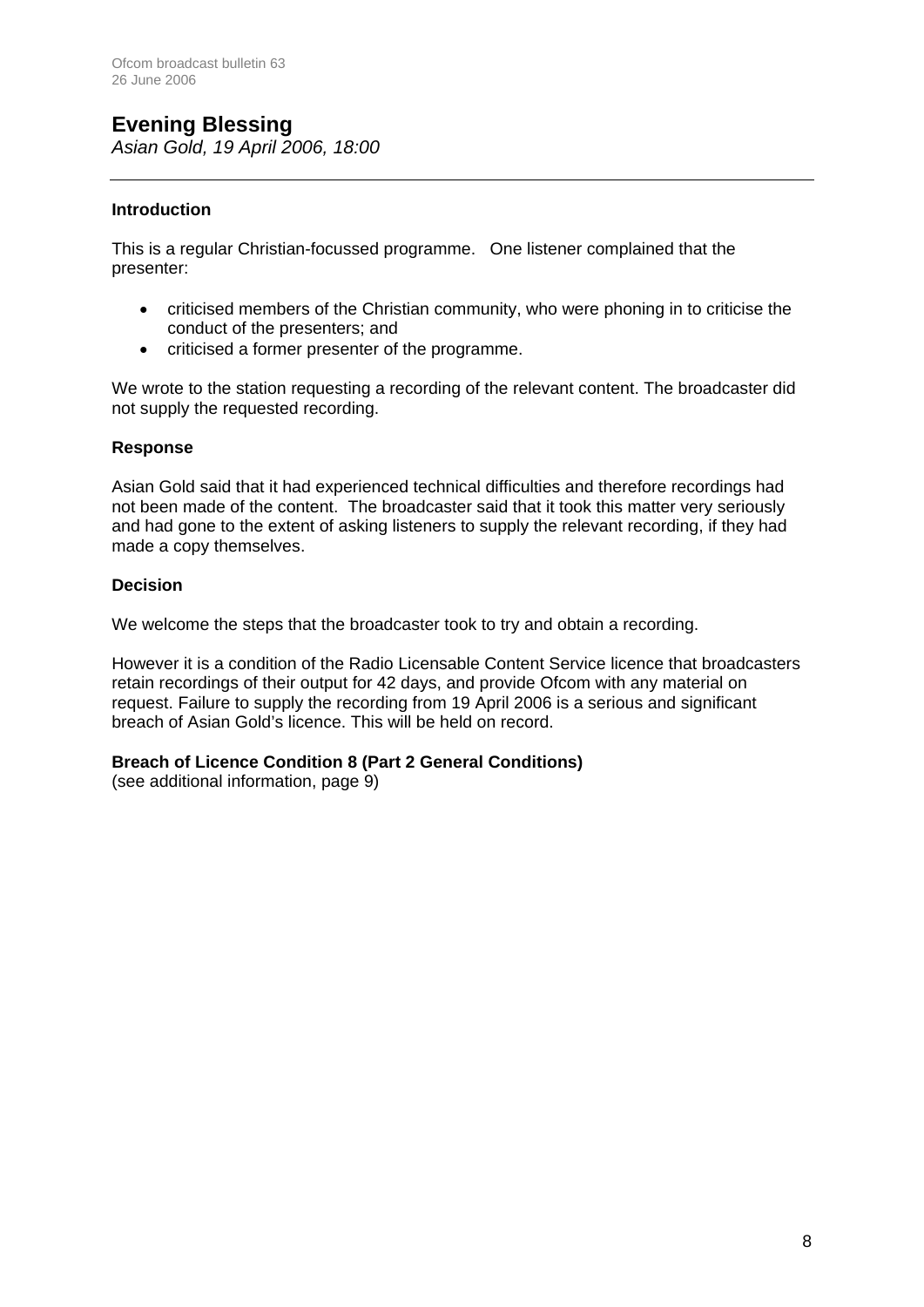## Evening Blessing

*Asian Gold, 19 April 2006, 18:00*

---

### Introduction

This is a regular Christian-focussed programme. One listener complained that the presenter:

- criticised members of the Christian community, who were phoning in to criticise the conduct of the presenters; and
- criticised a former presenter of the programme.

We wrote to the station requesting a recording of the relevant content. The broadcaster did not supply the requested recording.

### Response

Asian Gold said that it had experienced technical difficulties and therefore recordings had not been made of the content. The broadcaster said that it took this matter very seriously and had gone to the extent of asking listeners to supply the relevant recording, if they had made a copy themselves.

### Decision

We welcome the steps that the broadcaster took to try and obtain a recording.

However it is a condition of the Radio Licensable Content Service licence that broadcasters retain recordings of their output for 42 days, and provide Ofcom with any material on request. Failure to supply the recording from 19 April 2006 is a serious and significant breach of Asian Gold's licence. This will be held on record.

**Breach of Licence Condition 8 (Part 2 General Conditions)**
(see additional information, page 9)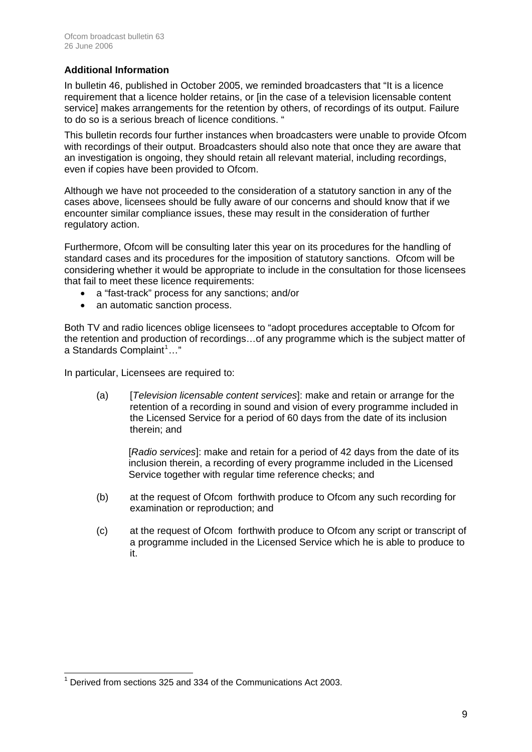### Additional Information

In bulletin 46, published in October 2005, we reminded broadcasters that "It is a licence requirement that a licence holder retains, or [in the case of a television licensable content service] makes arrangements for the retention by others, of recordings of its output. Failure to do so is a serious breach of licence conditions. "

This bulletin records four further instances when broadcasters were unable to provide Ofcom with recordings of their output. Broadcasters should also note that once they are aware that an investigation is ongoing, they should retain all relevant material, including recordings, even if copies have been provided to Ofcom.

Although we have not proceeded to the consideration of a statutory sanction in any of the cases above, licensees should be fully aware of our concerns and should know that if we encounter similar compliance issues, these may result in the consideration of further regulatory action.

Furthermore, Ofcom will be consulting later this year on its procedures for the handling of standard cases and its procedures for the imposition of statutory sanctions. Ofcom will be considering whether it would be appropriate to include in the consultation for those licensees that fail to meet these licence requirements:

- a "fast-track" process for any sanctions; and/or
- an automatic sanction process.

Both TV and radio licences oblige licensees to "adopt procedures acceptable to Ofcom for the retention and production of recordings…of any programme which is the subject matter of a Standards Complaint[1]…"

In particular, Licensees are required to:

(a) [*Television licensable content services*]: make and retain or arrange for the retention of a recording in sound and vision of every programme included in the Licensed Service for a period of 60 days from the date of its inclusion therein; and

[*Radio services*]: make and retain for a period of 42 days from the date of its inclusion therein, a recording of every programme included in the Licensed Service together with regular time reference checks; and

(b) at the request of Ofcom forthwith produce to Ofcom any such recording for examination or reproduction; and

(c) at the request of Ofcom forthwith produce to Ofcom any script or transcript of a programme included in the Licensed Service which he is able to produce to it.

[1] Derived from sections 325 and 334 of the Communications Act 2003.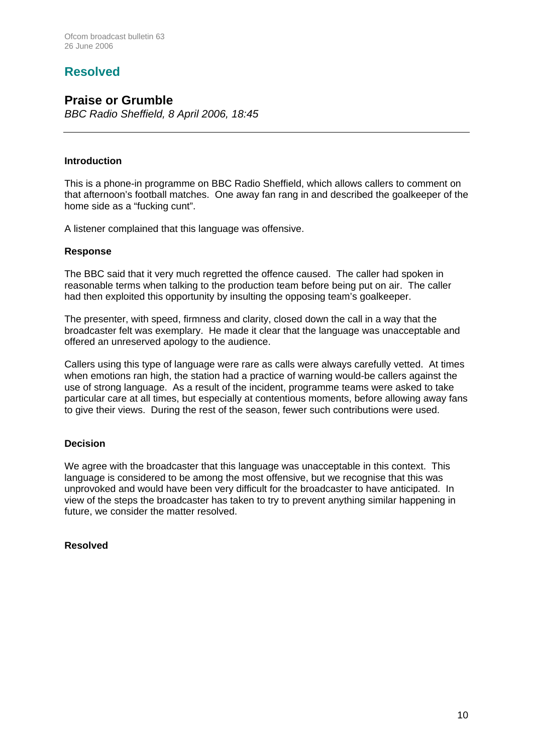## Resolved

### Praise or Grumble

*BBC Radio Sheffield, 8 April 2006, 18:45*

---

**Introduction**

This is a phone-in programme on BBC Radio Sheffield, which allows callers to comment on that afternoon's football matches. One away fan rang in and described the goalkeeper of the home side as a "fucking cunt".

A listener complained that this language was offensive.

**Response**

The BBC said that it very much regretted the offence caused. The caller had spoken in reasonable terms when talking to the production team before being put on air. The caller had then exploited this opportunity by insulting the opposing team's goalkeeper.

The presenter, with speed, firmness and clarity, closed down the call in a way that the broadcaster felt was exemplary. He made it clear that the language was unacceptable and offered an unreserved apology to the audience.

Callers using this type of language were rare as calls were always carefully vetted. At times when emotions ran high, the station had a practice of warning would-be callers against the use of strong language. As a result of the incident, programme teams were asked to take particular care at all times, but especially at contentious moments, before allowing away fans to give their views. During the rest of the season, fewer such contributions were used.

**Decision**

We agree with the broadcaster that this language was unacceptable in this context. This language is considered to be among the most offensive, but we recognise that this was unprovoked and would have been very difficult for the broadcaster to have anticipated. In view of the steps the broadcaster has taken to try to prevent anything similar happening in future, we consider the matter resolved.

**Resolved**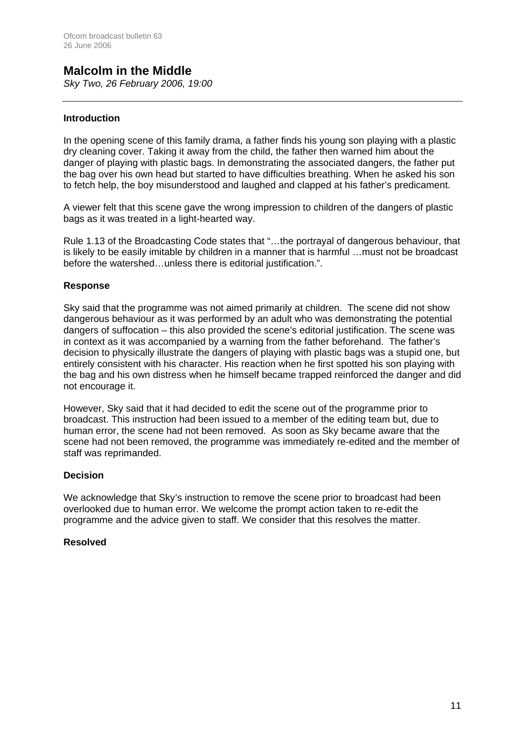## Malcolm in the Middle

*Sky Two, 26 February 2006, 19:00*

---

### Introduction

In the opening scene of this family drama, a father finds his young son playing with a plastic dry cleaning cover. Taking it away from the child, the father then warned him about the danger of playing with plastic bags. In demonstrating the associated dangers, the father put the bag over his own head but started to have difficulties breathing. When he asked his son to fetch help, the boy misunderstood and laughed and clapped at his father's predicament.

A viewer felt that this scene gave the wrong impression to children of the dangers of plastic bags as it was treated in a light-hearted way.

Rule 1.13 of the Broadcasting Code states that "…the portrayal of dangerous behaviour, that is likely to be easily imitable by children in a manner that is harmful …must not be broadcast before the watershed…unless there is editorial justification.".

### Response

Sky said that the programme was not aimed primarily at children. The scene did not show dangerous behaviour as it was performed by an adult who was demonstrating the potential dangers of suffocation – this also provided the scene's editorial justification. The scene was in context as it was accompanied by a warning from the father beforehand. The father's decision to physically illustrate the dangers of playing with plastic bags was a stupid one, but entirely consistent with his character. His reaction when he first spotted his son playing with the bag and his own distress when he himself became trapped reinforced the danger and did not encourage it.

However, Sky said that it had decided to edit the scene out of the programme prior to broadcast. This instruction had been issued to a member of the editing team but, due to human error, the scene had not been removed. As soon as Sky became aware that the scene had not been removed, the programme was immediately re-edited and the member of staff was reprimanded.

### Decision

We acknowledge that Sky's instruction to remove the scene prior to broadcast had been overlooked due to human error. We welcome the prompt action taken to re-edit the programme and the advice given to staff. We consider that this resolves the matter.

### Resolved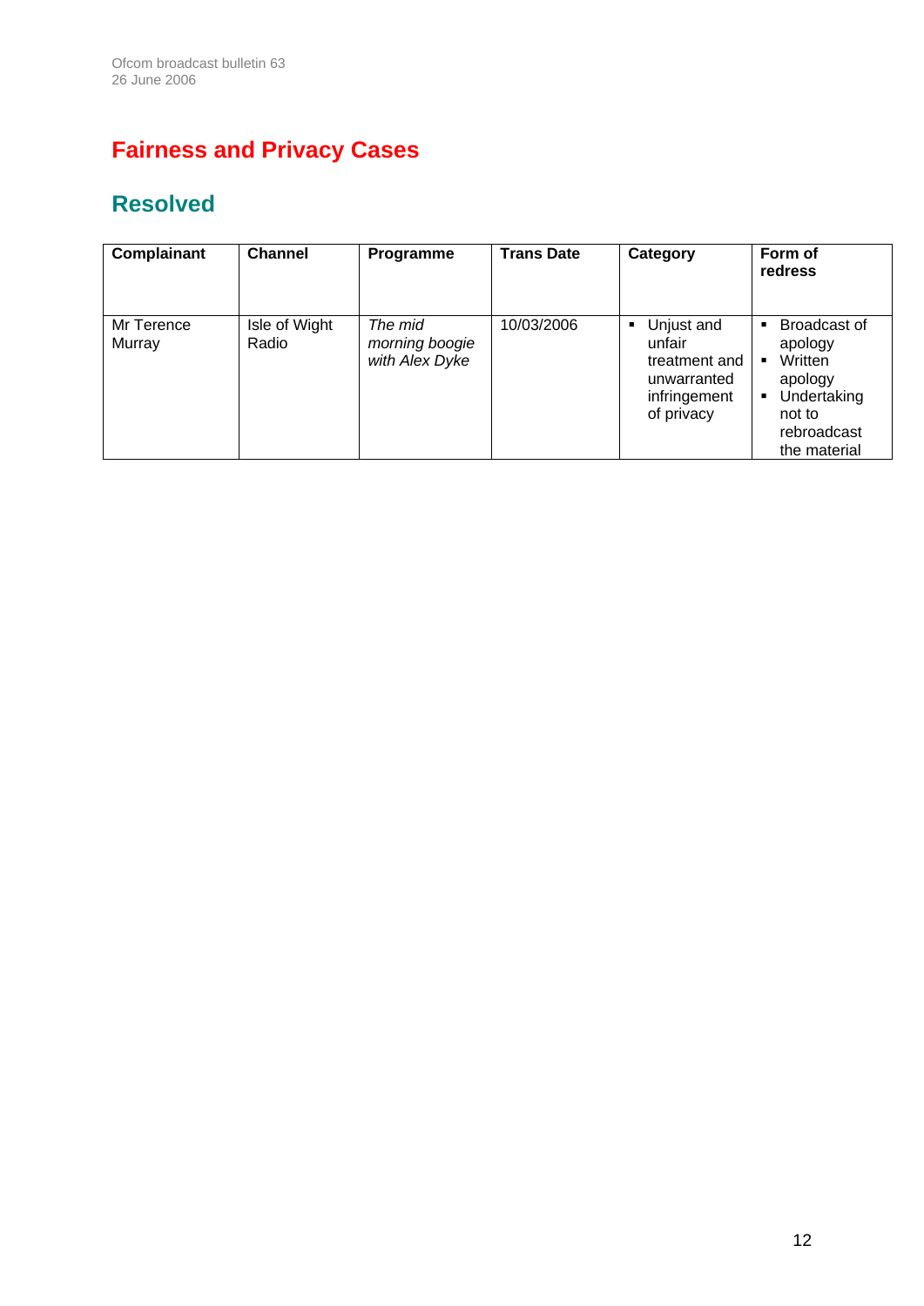# Fairness and Privacy Cases

## Resolved

| Complainant | Channel | Programme | Trans Date | Category | Form of redress |
|---|---|---|---|---|---|
| Mr Terence Murray | Isle of Wight Radio | *The mid morning boogie with Alex Dyke* | 10/03/2006 | ▪ Unjust and unfair treatment and unwarranted infringement of privacy | ▪ Broadcast of apology ▪ Written apology ▪ Undertaking not to rebroadcast the material |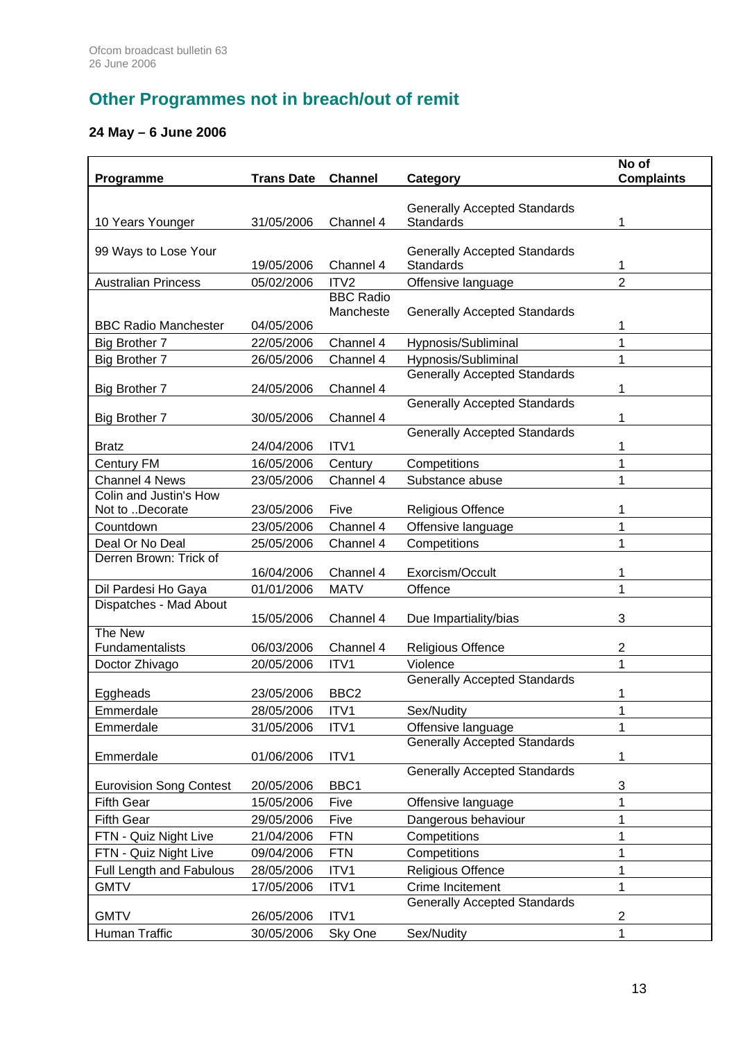## Other Programmes not in breach/out of remit

### 24 May – 6 June 2006

| Programme | Trans Date | Channel | Category | No of Complaints |
|---|---|---|---|---|
| 10 Years Younger | 31/05/2006 | Channel 4 | Generally Accepted Standards Standards | 1 |
| 99 Ways to Lose Your | 19/05/2006 | Channel 4 | Generally Accepted Standards Standards | 1 |
| Australian Princess | 05/02/2006 | ITV2 | Offensive language | 2 |
| BBC Radio Manchester | 04/05/2006 | BBC Radio Mancheste | Generally Accepted Standards | 1 |
| Big Brother 7 | 22/05/2006 | Channel 4 | Hypnosis/Subliminal | 1 |
| Big Brother 7 | 26/05/2006 | Channel 4 | Hypnosis/Subliminal | 1 |
| Big Brother 7 | 24/05/2006 | Channel 4 | Generally Accepted Standards | 1 |
| Big Brother 7 | 30/05/2006 | Channel 4 | Generally Accepted Standards | 1 |
| Bratz | 24/04/2006 | ITV1 | Generally Accepted Standards | 1 |
| Century FM | 16/05/2006 | Century | Competitions | 1 |
| Channel 4 News | 23/05/2006 | Channel 4 | Substance abuse | 1 |
| Colin and Justin's How Not to ..Decorate | 23/05/2006 | Five | Religious Offence | 1 |
| Countdown | 23/05/2006 | Channel 4 | Offensive language | 1 |
| Deal Or No Deal | 25/05/2006 | Channel 4 | Competitions | 1 |
| Derren Brown: Trick of | 16/04/2006 | Channel 4 | Exorcism/Occult | 1 |
| Dil Pardesi Ho Gaya | 01/01/2006 | MATV | Offence | 1 |
| Dispatches - Mad About | 15/05/2006 | Channel 4 | Due Impartiality/bias | 3 |
| The New Fundamentalists | 06/03/2006 | Channel 4 | Religious Offence | 2 |
| Doctor Zhivago | 20/05/2006 | ITV1 | Violence | 1 |
| Eggheads | 23/05/2006 | BBC2 | Generally Accepted Standards | 1 |
| Emmerdale | 28/05/2006 | ITV1 | Sex/Nudity | 1 |
| Emmerdale | 31/05/2006 | ITV1 | Offensive language | 1 |
| Emmerdale | 01/06/2006 | ITV1 | Generally Accepted Standards | 1 |
| Eurovision Song Contest | 20/05/2006 | BBC1 | Generally Accepted Standards | 3 |
| Fifth Gear | 15/05/2006 | Five | Offensive language | 1 |
| Fifth Gear | 29/05/2006 | Five | Dangerous behaviour | 1 |
| FTN - Quiz Night Live | 21/04/2006 | FTN | Competitions | 1 |
| FTN - Quiz Night Live | 09/04/2006 | FTN | Competitions | 1 |
| Full Length and Fabulous | 28/05/2006 | ITV1 | Religious Offence | 1 |
| GMTV | 17/05/2006 | ITV1 | Crime Incitement | 1 |
| GMTV | 26/05/2006 | ITV1 | Generally Accepted Standards | 2 |
| Human Traffic | 30/05/2006 | Sky One | Sex/Nudity | 1 |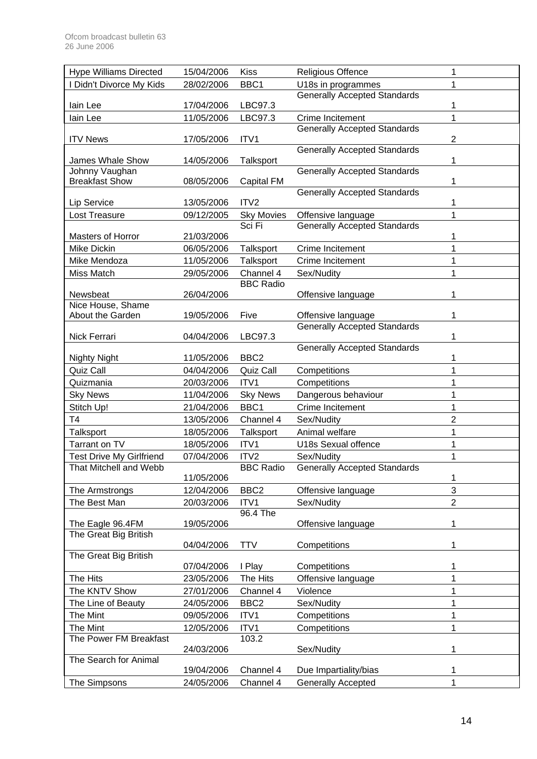| Hype Williams Directed | 15/04/2006 | Kiss | Religious Offence | 1 |
|---|---|---|---|---|
| I Didn't Divorce My Kids | 28/02/2006 | BBC1 | U18s in programmes | 1 |
| Iain Lee | 17/04/2006 | LBC97.3 | Generally Accepted Standards | 1 |
| Iain Lee | 11/05/2006 | LBC97.3 | Crime Incitement | 1 |
| ITV News | 17/05/2006 | ITV1 | Generally Accepted Standards | 2 |
| James Whale Show | 14/05/2006 | Talksport | Generally Accepted Standards | 1 |
| Johnny Vaughan Breakfast Show | 08/05/2006 | Capital FM | Generally Accepted Standards | 1 |
| Lip Service | 13/05/2006 | ITV2 | Generally Accepted Standards | 1 |
| Lost Treasure | 09/12/2005 | Sky Movies | Offensive language | 1 |
| Masters of Horror | 21/03/2006 | Sci Fi | Generally Accepted Standards | 1 |
| Mike Dickin | 06/05/2006 | Talksport | Crime Incitement | 1 |
| Mike Mendoza | 11/05/2006 | Talksport | Crime Incitement | 1 |
| Miss Match | 29/05/2006 | Channel 4 | Sex/Nudity | 1 |
| Newsbeat | 26/04/2006 | BBC Radio | Offensive language | 1 |
| Nice House, Shame About the Garden | 19/05/2006 | Five | Offensive language | 1 |
| Nick Ferrari | 04/04/2006 | LBC97.3 | Generally Accepted Standards | 1 |
| Nighty Night | 11/05/2006 | BBC2 | Generally Accepted Standards | 1 |
| Quiz Call | 04/04/2006 | Quiz Call | Competitions | 1 |
| Quizmania | 20/03/2006 | ITV1 | Competitions | 1 |
| Sky News | 11/04/2006 | Sky News | Dangerous behaviour | 1 |
| Stitch Up! | 21/04/2006 | BBC1 | Crime Incitement | 1 |
| T4 | 13/05/2006 | Channel 4 | Sex/Nudity | 2 |
| Talksport | 18/05/2006 | Talksport | Animal welfare | 1 |
| Tarrant on TV | 18/05/2006 | ITV1 | U18s Sexual offence | 1 |
| Test Drive My Girlfriend | 07/04/2006 | ITV2 | Sex/Nudity | 1 |
| That Mitchell and Webb | 11/05/2006 | BBC Radio | Generally Accepted Standards | 1 |
| The Armstrongs | 12/04/2006 | BBC2 | Offensive language | 3 |
| The Best Man | 20/03/2006 | ITV1 | Sex/Nudity | 2 |
| The Eagle 96.4FM | 19/05/2006 | 96.4 The | Offensive language | 1 |
| The Great Big British | 04/04/2006 | TTV | Competitions | 1 |
| The Great Big British | 07/04/2006 | I Play | Competitions | 1 |
| The Hits | 23/05/2006 | The Hits | Offensive language | 1 |
| The KNTV Show | 27/01/2006 | Channel 4 | Violence | 1 |
| The Line of Beauty | 24/05/2006 | BBC2 | Sex/Nudity | 1 |
| The Mint | 09/05/2006 | ITV1 | Competitions | 1 |
| The Mint | 12/05/2006 | ITV1 | Competitions | 1 |
| The Power FM Breakfast | 24/03/2006 | 103.2 | Sex/Nudity | 1 |
| The Search for Animal | 19/04/2006 | Channel 4 | Due Impartiality/bias | 1 |
| The Simpsons | 24/05/2006 | Channel 4 | Generally Accepted | 1 |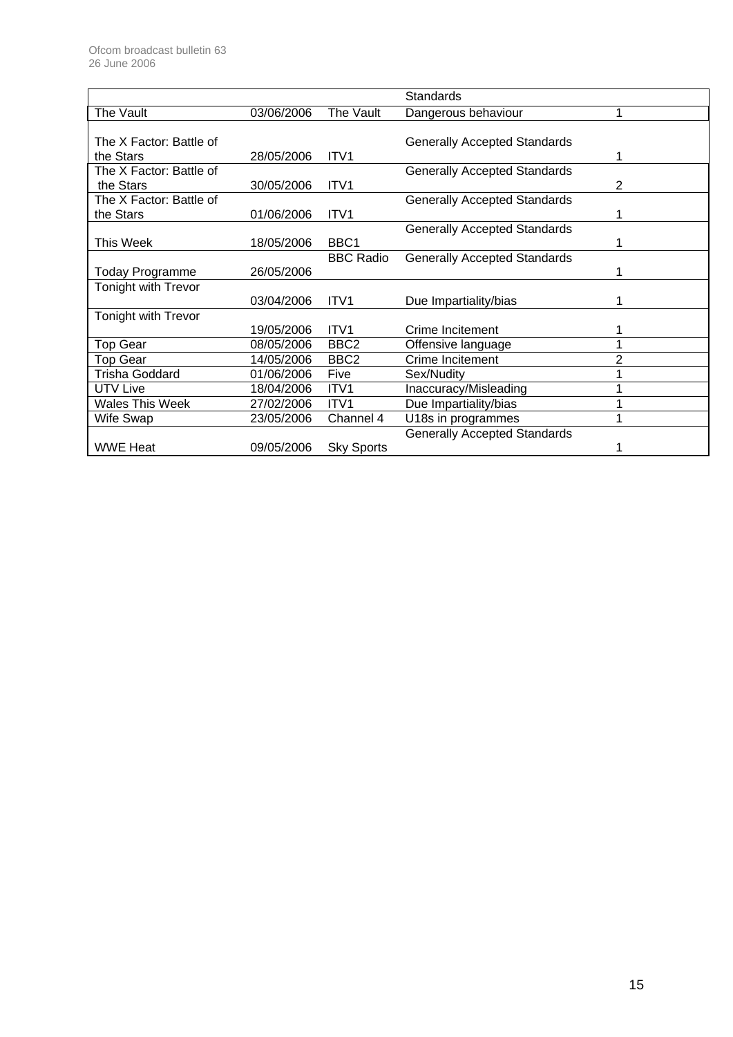| | | | | |
|---|---|---|---|---|
| | | | Standards | |
| The Vault | 03/06/2006 | The Vault | Dangerous behaviour | 1 |
| The X Factor: Battle of the Stars | 28/05/2006 | ITV1 | Generally Accepted Standards | 1 |
| The X Factor: Battle of the Stars | 30/05/2006 | ITV1 | Generally Accepted Standards | 2 |
| The X Factor: Battle of the Stars | 01/06/2006 | ITV1 | Generally Accepted Standards | 1 |
| This Week | 18/05/2006 | BBC1 | Generally Accepted Standards | 1 |
| Today Programme | 26/05/2006 | BBC Radio | Generally Accepted Standards | 1 |
| Tonight with Trevor | 03/04/2006 | ITV1 | Due Impartiality/bias | 1 |
| Tonight with Trevor | 19/05/2006 | ITV1 | Crime Incitement | 1 |
| Top Gear | 08/05/2006 | BBC2 | Offensive language | 1 |
| Top Gear | 14/05/2006 | BBC2 | Crime Incitement | 2 |
| Trisha Goddard | 01/06/2006 | Five | Sex/Nudity | 1 |
| UTV Live | 18/04/2006 | ITV1 | Inaccuracy/Misleading | 1 |
| Wales This Week | 27/02/2006 | ITV1 | Due Impartiality/bias | 1 |
| Wife Swap | 23/05/2006 | Channel 4 | U18s in programmes | 1 |
| WWE Heat | 09/05/2006 | Sky Sports | Generally Accepted Standards | 1 |